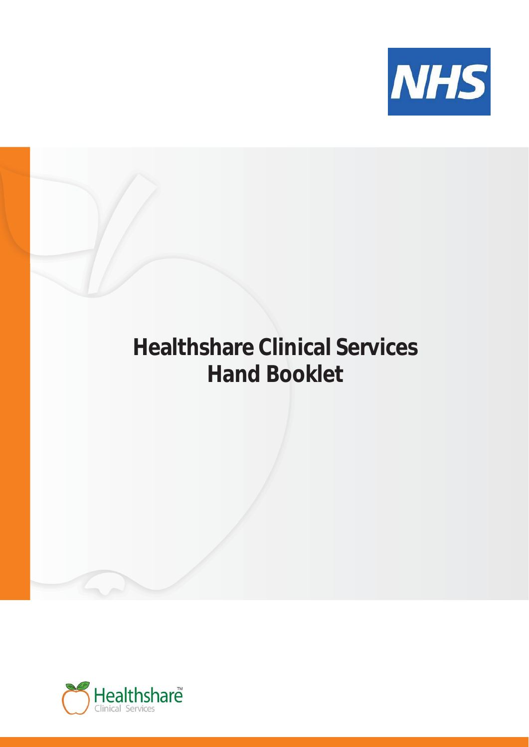NHS

# Healthshare Clinical Services Hand Booklet

Healthshare™ Clinical Services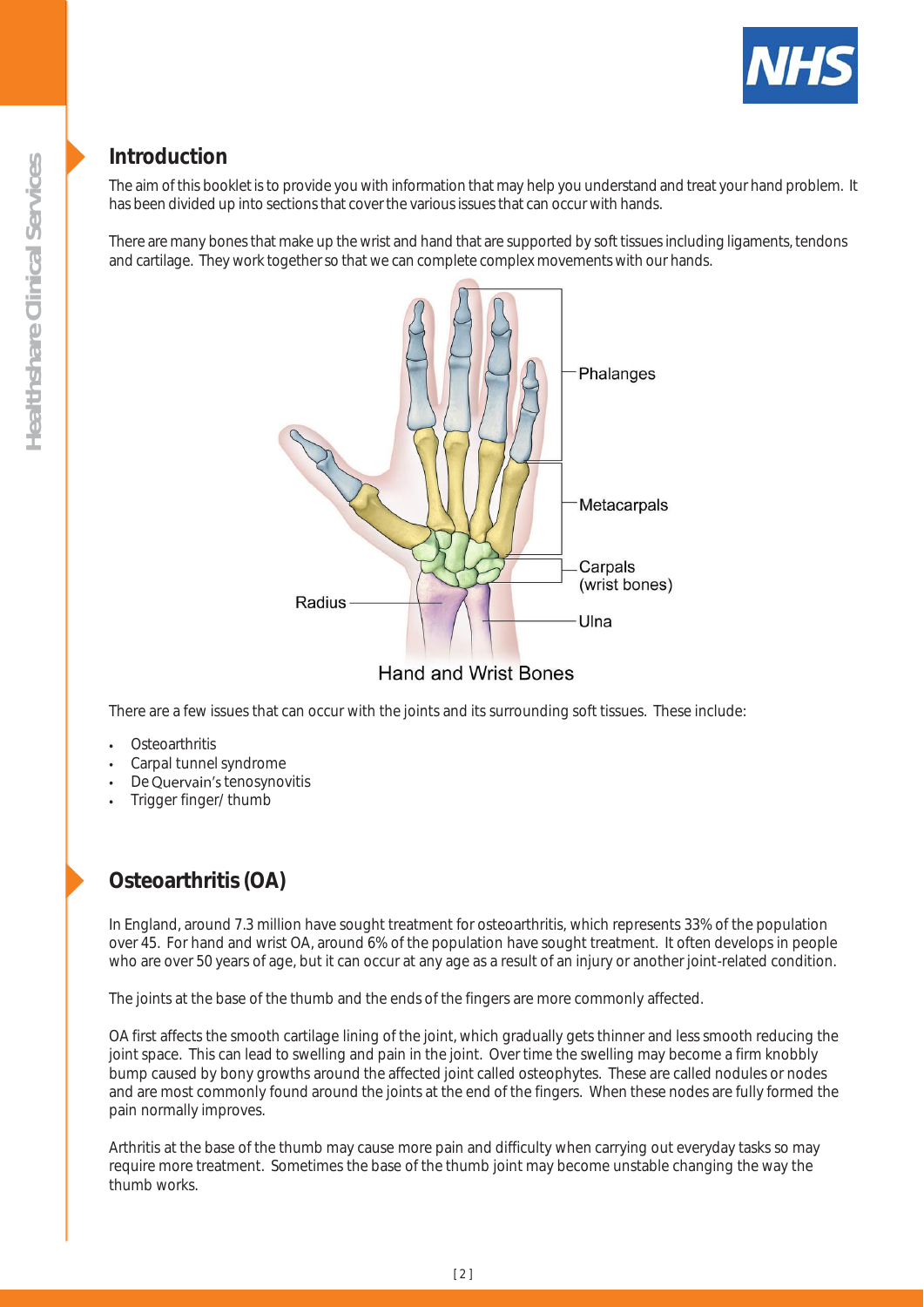## Introduction

The aim of this booklet is to provide you with information that may help you understand and treat your hand problem. It has been divided up into sections that cover the various issues that can occur with hands.

There are many bones that make up the wrist and hand that are supported by soft tissues including ligaments, tendons and cartilage. They work together so that we can complete complex movements with our hands.

Hand and Wrist Bones

There are a few issues that can occur with the joints and its surrounding soft tissues. These include:

- Osteoarthritis
- Carpal tunnel syndrome
- De Quervain's tenosynovitis
- Trigger finger/ thumb

## Osteoarthritis (OA)

In England, around 7.3 million have sought treatment for osteoarthritis, which represents 33% of the population over 45. For hand and wrist OA, around 6% of the population have sought treatment. It often develops in people who are over 50 years of age, but it can occur at any age as a result of an injury or another joint-related condition.

The joints at the base of the thumb and the ends of the fingers are more commonly affected.

OA first affects the smooth cartilage lining of the joint, which gradually gets thinner and less smooth reducing the joint space. This can lead to swelling and pain in the joint. Over time the swelling may become a firm knobbly bump caused by bony growths around the affected joint called osteophytes. These are called nodules or nodes and are most commonly found around the joints at the end of the fingers. When these nodes are fully formed the pain normally improves.

Arthritis at the base of the thumb may cause more pain and difficulty when carrying out everyday tasks so may require more treatment. Sometimes the base of the thumb joint may become unstable changing the way the thumb works.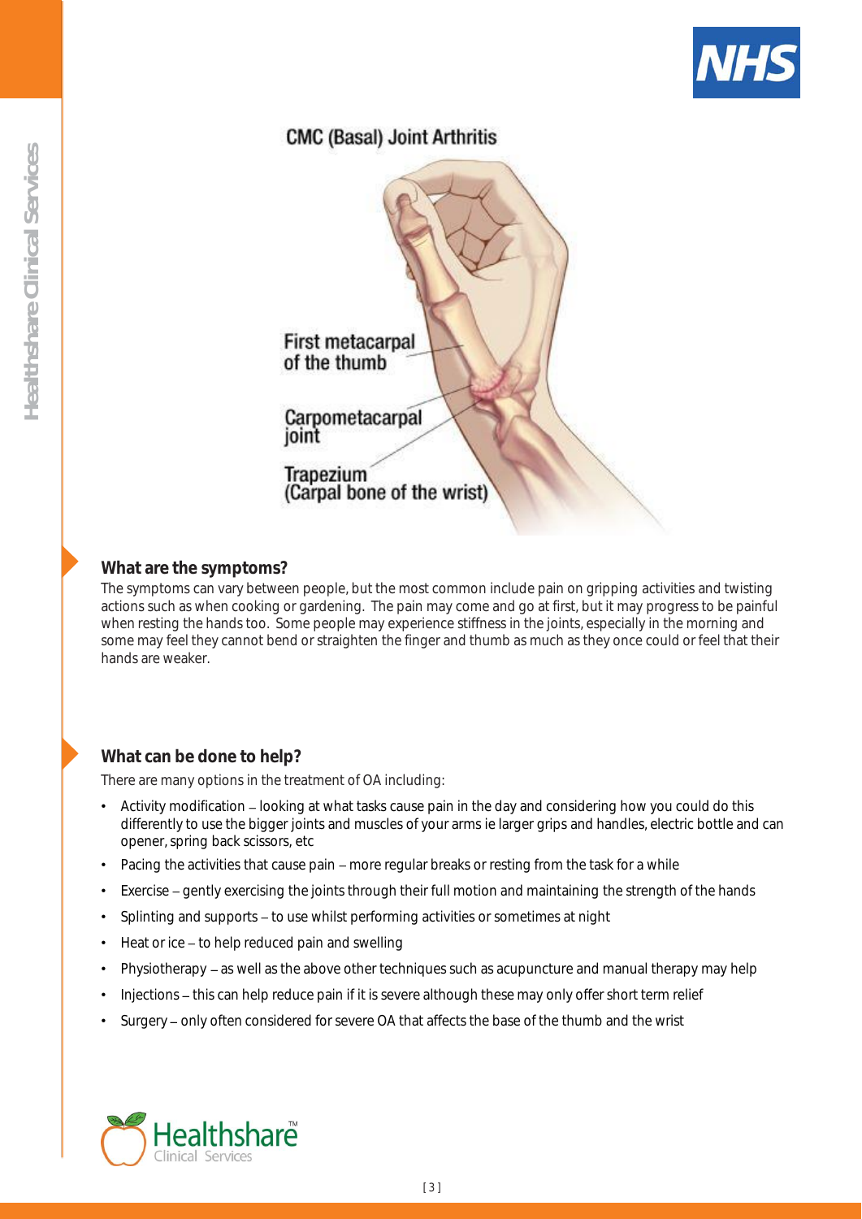CMC (Basal) Joint Arthritis

First metacarpal of the thumb

Carpometacarpal joint

Trapezium (Carpal bone of the wrist)

## What are the symptoms?

The symptoms can vary between people, but the most common include pain on gripping activities and twisting actions such as when cooking or gardening. The pain may come and go at first, but it may progress to be painful when resting the hands too. Some people may experience stiffness in the joints, especially in the morning and some may feel they cannot bend or straighten the finger and thumb as much as they once could or feel that their hands are weaker.

## What can be done to help?

There are many options in the treatment of OA including:

- Activity modification – looking at what tasks cause pain in the day and considering how you could do this differently to use the bigger joints and muscles of your arms ie larger grips and handles, electric bottle and can opener, spring back scissors, etc
- Pacing the activities that cause pain – more regular breaks or resting from the task for a while
- Exercise – gently exercising the joints through their full motion and maintaining the strength of the hands
- Splinting and supports – to use whilst performing activities or sometimes at night
- Heat or ice – to help reduced pain and swelling
- Physiotherapy – as well as the above other techniques such as acupuncture and manual therapy may help
- Injections – this can help reduce pain if it is severe although these may only offer short term relief
- Surgery – only often considered for severe OA that affects the base of the thumb and the wrist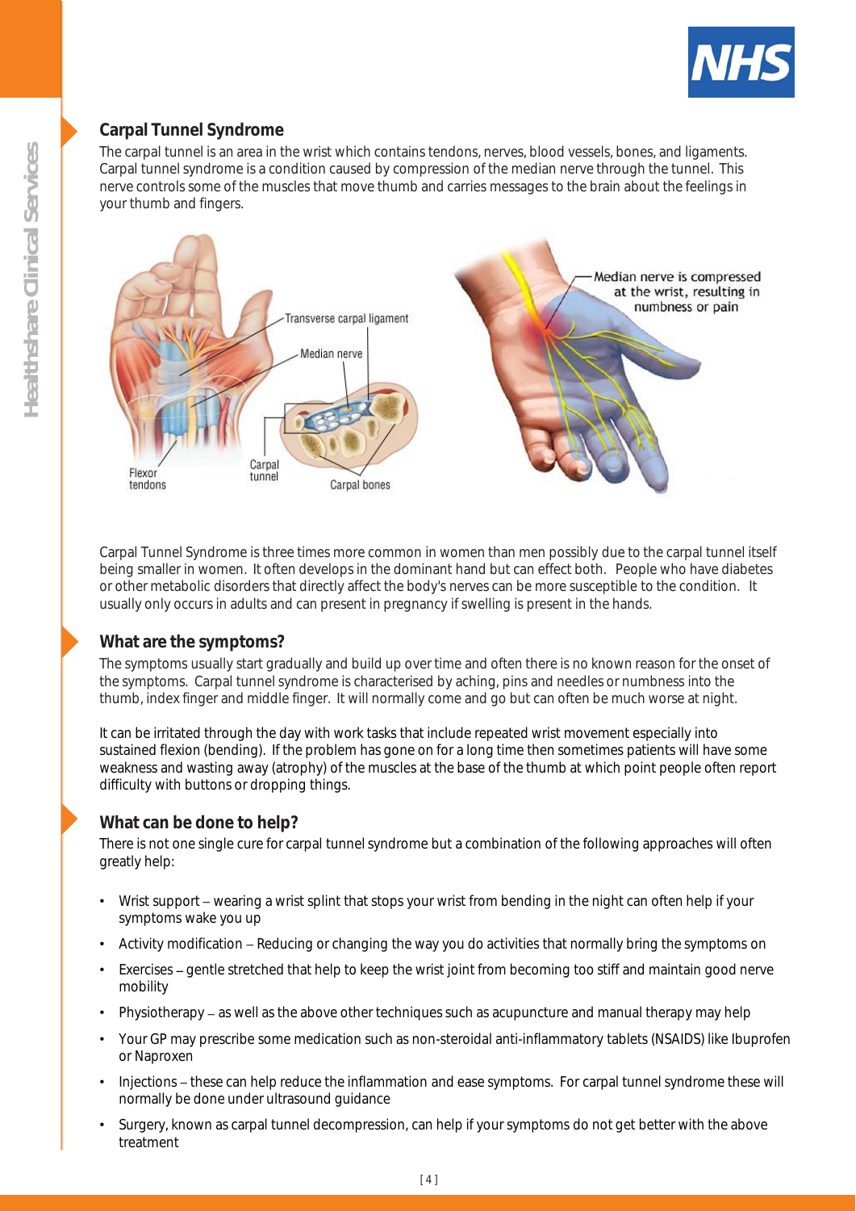## Carpal Tunnel Syndrome

The carpal tunnel is an area in the wrist which contains tendons, nerves, blood vessels, bones, and ligaments. Carpal tunnel syndrome is a condition caused by compression of the median nerve through the tunnel. This nerve controls some of the muscles that move thumb and carries messages to the brain about the feelings in your thumb and fingers.

Carpal Tunnel Syndrome is three times more common in women than men possibly due to the carpal tunnel itself being smaller in women. It often develops in the dominant hand but can effect both. People who have diabetes or other metabolic disorders that directly affect the body's nerves can be more susceptible to the condition. It usually only occurs in adults and can present in pregnancy if swelling is present in the hands.

## What are the symptoms?

The symptoms usually start gradually and build up over time and often there is no known reason for the onset of the symptoms. Carpal tunnel syndrome is characterised by aching, pins and needles or numbness into the thumb, index finger and middle finger. It will normally come and go but can often be much worse at night.

It can be irritated through the day with work tasks that include repeated wrist movement especially into sustained flexion (bending). If the problem has gone on for a long time then sometimes patients will have some weakness and wasting away (atrophy) of the muscles at the base of the thumb at which point people often report difficulty with buttons or dropping things.

## What can be done to help?

There is not one single cure for carpal tunnel syndrome but a combination of the following approaches will often greatly help:

- Wrist support – wearing a wrist splint that stops your wrist from bending in the night can often help if your symptoms wake you up
- Activity modification – Reducing or changing the way you do activities that normally bring the symptoms on
- Exercises – gentle stretched that help to keep the wrist joint from becoming too stiff and maintain good nerve mobility
- Physiotherapy – as well as the above other techniques such as acupuncture and manual therapy may help
- Your GP may prescribe some medication such as non-steroidal anti-inflammatory tablets (NSAIDS) like Ibuprofen or Naproxen
- Injections – these can help reduce the inflammation and ease symptoms. For carpal tunnel syndrome these will normally be done under ultrasound guidance
- Surgery, known as carpal tunnel decompression, can help if your symptoms do not get better with the above treatment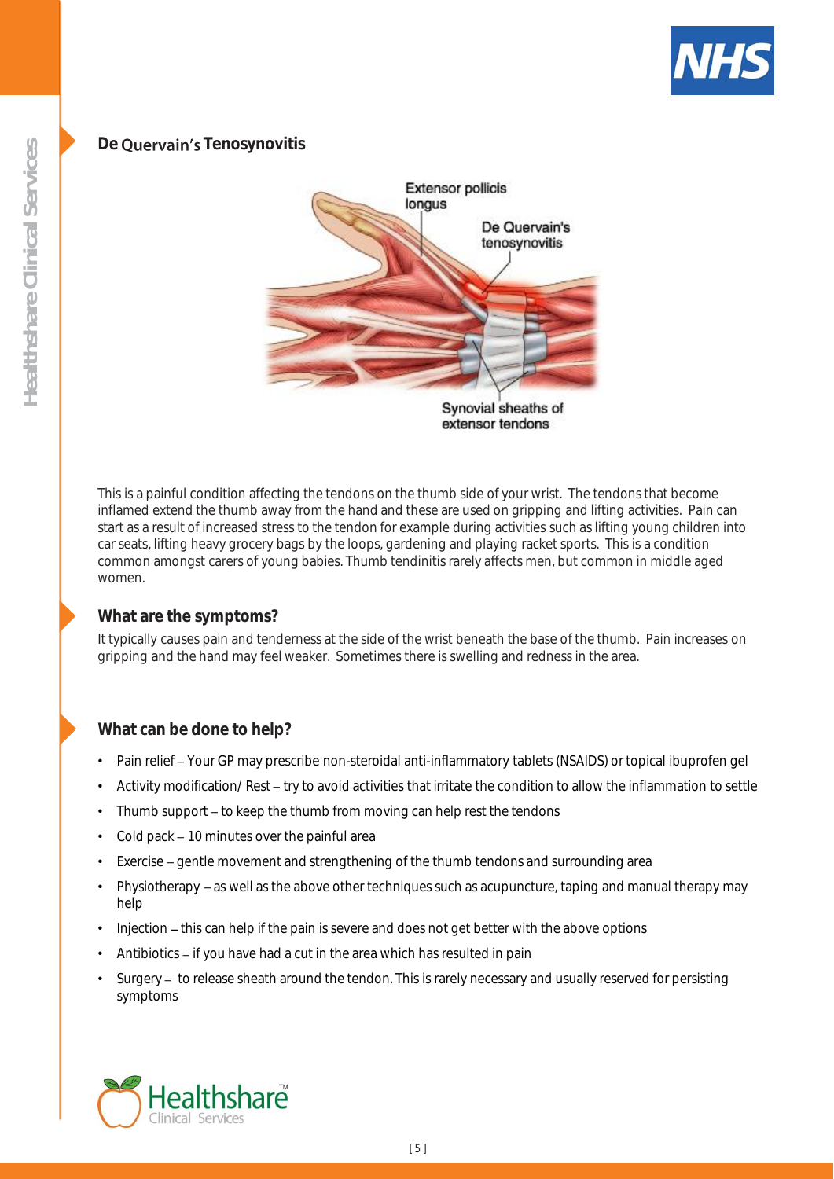## De Quervain's Tenosynovitis

This is a painful condition affecting the tendons on the thumb side of your wrist. The tendons that become inflamed extend the thumb away from the hand and these are used on gripping and lifting activities. Pain can start as a result of increased stress to the tendon for example during activities such as lifting young children into car seats, lifting heavy grocery bags by the loops, gardening and playing racket sports. This is a condition common amongst carers of young babies. Thumb tendinitis rarely affects men, but common in middle aged women.

## What are the symptoms?

It typically causes pain and tenderness at the side of the wrist beneath the base of the thumb. Pain increases on gripping and the hand may feel weaker. Sometimes there is swelling and redness in the area.

## What can be done to help?

- Pain relief – Your GP may prescribe non-steroidal anti-inflammatory tablets (NSAIDS) or topical ibuprofen gel
- Activity modification/ Rest – try to avoid activities that irritate the condition to allow the inflammation to settle
- Thumb support – to keep the thumb from moving can help rest the tendons
- Cold pack – 10 minutes over the painful area
- Exercise – gentle movement and strengthening of the thumb tendons and surrounding area
- Physiotherapy – as well as the above other techniques such as acupuncture, taping and manual therapy may help
- Injection – this can help if the pain is severe and does not get better with the above options
- Antibiotics – if you have had a cut in the area which has resulted in pain
- Surgery – to release sheath around the tendon. This is rarely necessary and usually reserved for persisting symptoms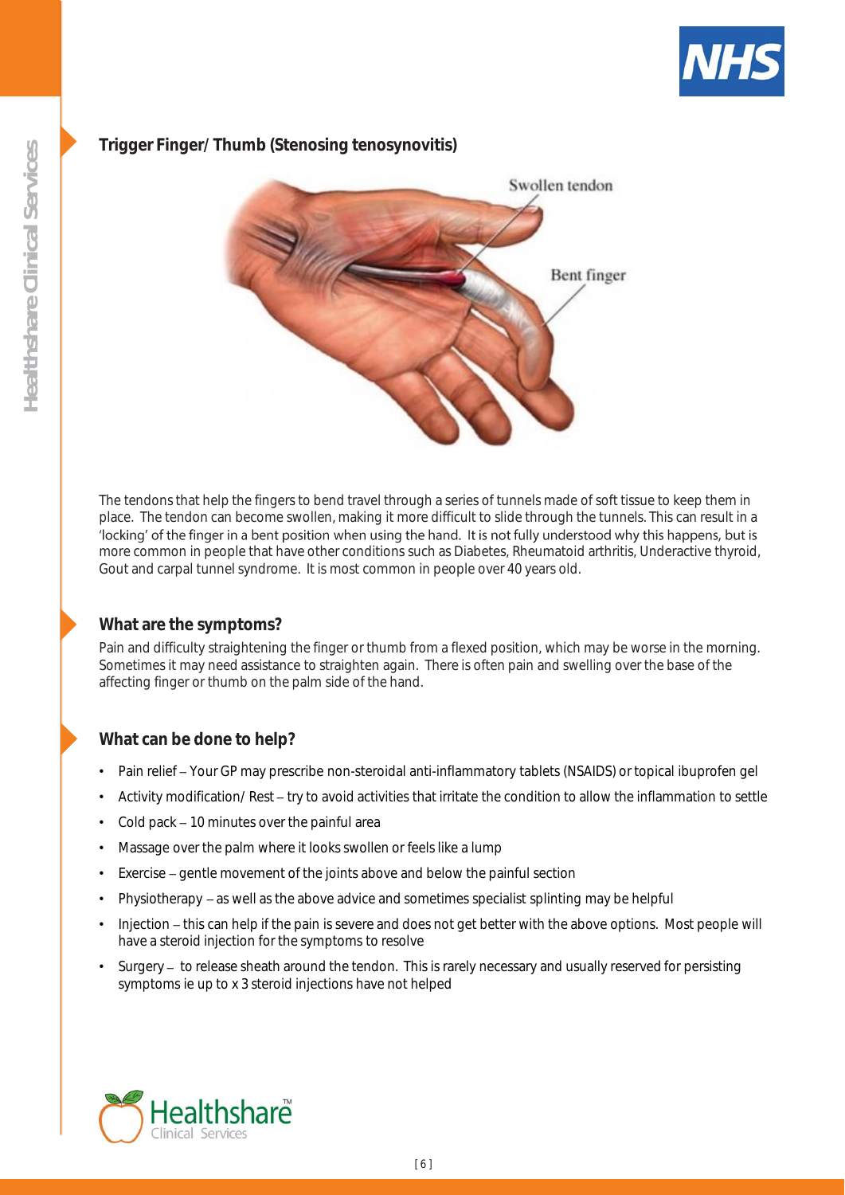## Trigger Finger/ Thumb (Stenosing tenosynovitis)

The tendons that help the fingers to bend travel through a series of tunnels made of soft tissue to keep them in place. The tendon can become swollen, making it more difficult to slide through the tunnels. This can result in a 'locking' of the finger in a bent position when using the hand. It is not fully understood why this happens, but is more common in people that have other conditions such as Diabetes, Rheumatoid arthritis, Underactive thyroid, Gout and carpal tunnel syndrome. It is most common in people over 40 years old.

## What are the symptoms?

Pain and difficulty straightening the finger or thumb from a flexed position, which may be worse in the morning. Sometimes it may need assistance to straighten again. There is often pain and swelling over the base of the affecting finger or thumb on the palm side of the hand.

## What can be done to help?

- Pain relief – Your GP may prescribe non-steroidal anti-inflammatory tablets (NSAIDS) or topical ibuprofen gel
- Activity modification/ Rest – try to avoid activities that irritate the condition to allow the inflammation to settle
- Cold pack – 10 minutes over the painful area
- Massage over the palm where it looks swollen or feels like a lump
- Exercise – gentle movement of the joints above and below the painful section
- Physiotherapy – as well as the above advice and sometimes specialist splinting may be helpful
- Injection – this can help if the pain is severe and does not get better with the above options. Most people will have a steroid injection for the symptoms to resolve
- Surgery – to release sheath around the tendon. This is rarely necessary and usually reserved for persisting symptoms ie up to x 3 steroid injections have not helped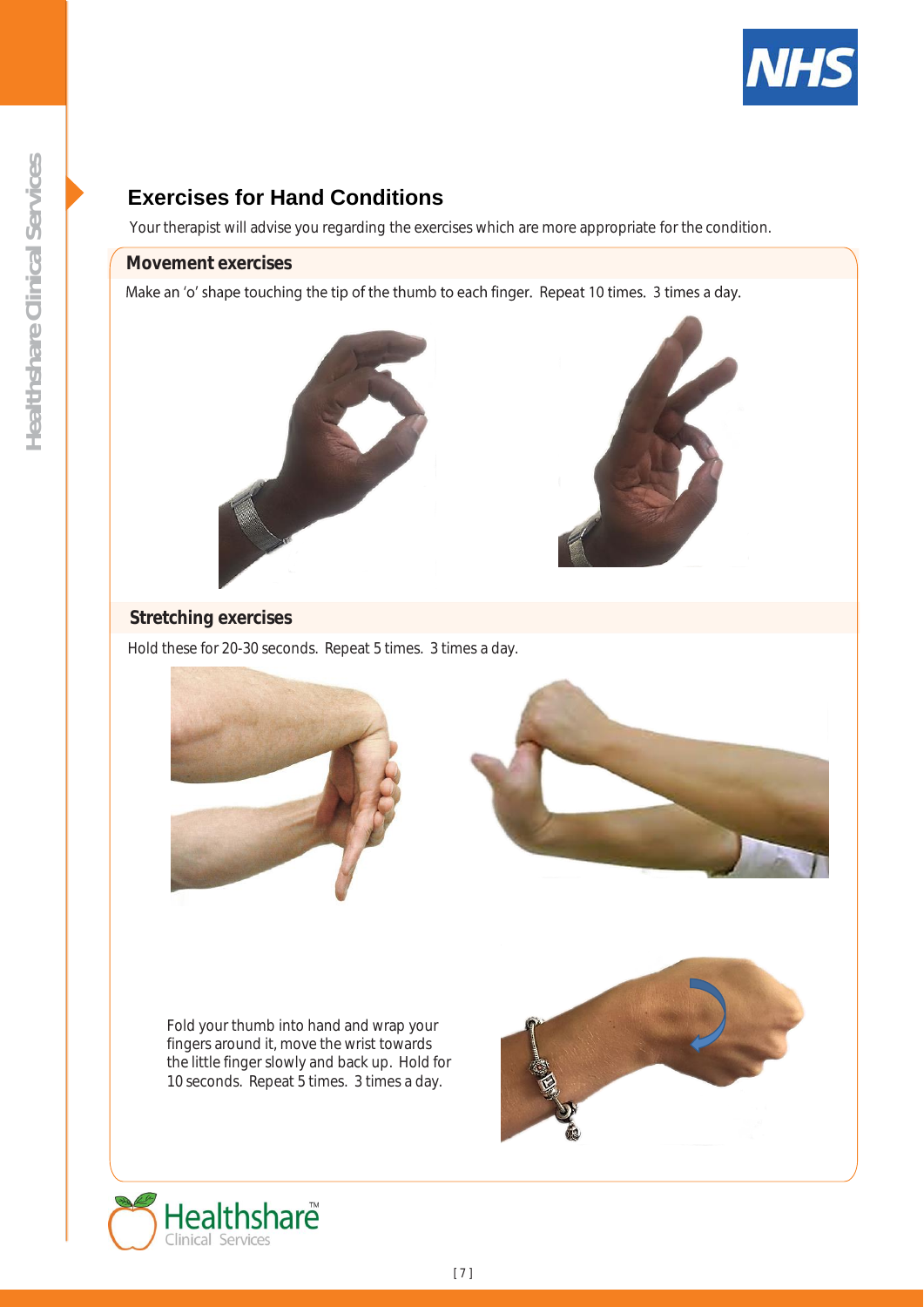## Exercises for Hand Conditions

Your therapist will advise you regarding the exercises which are more appropriate for the condition.

### Movement exercises

Make an ‘o’ shape touching the tip of the thumb to each finger. Repeat 10 times. 3 times a day.

### Stretching exercises

Hold these for 20-30 seconds. Repeat 5 times. 3 times a day.

Fold your thumb into hand and wrap your fingers around it, move the wrist towards the little finger slowly and back up. Hold for 10 seconds. Repeat 5 times. 3 times a day.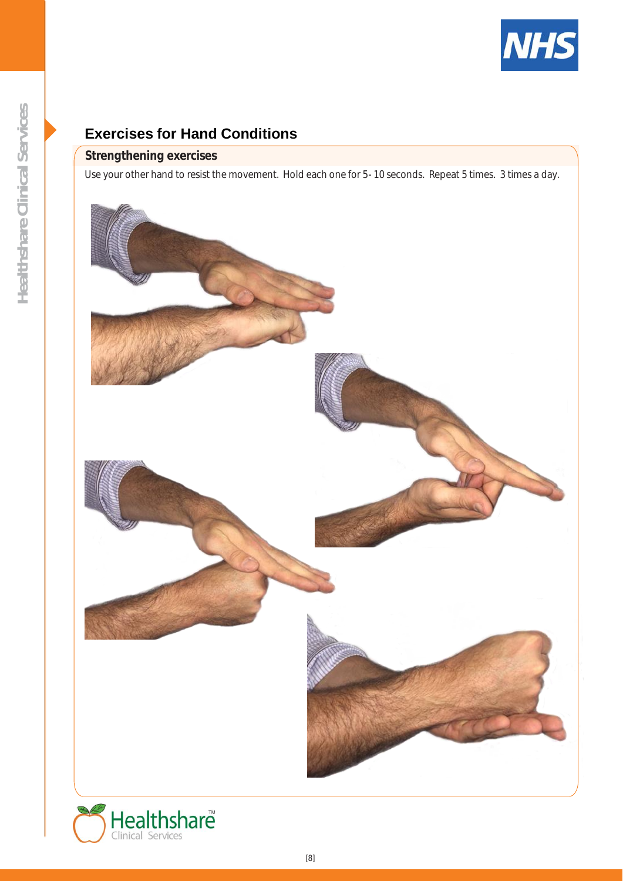## Exercises for Hand Conditions

### Strengthening exercises

Use your other hand to resist the movement. Hold each one for 5- 10 seconds. Repeat 5 times. 3 times a day.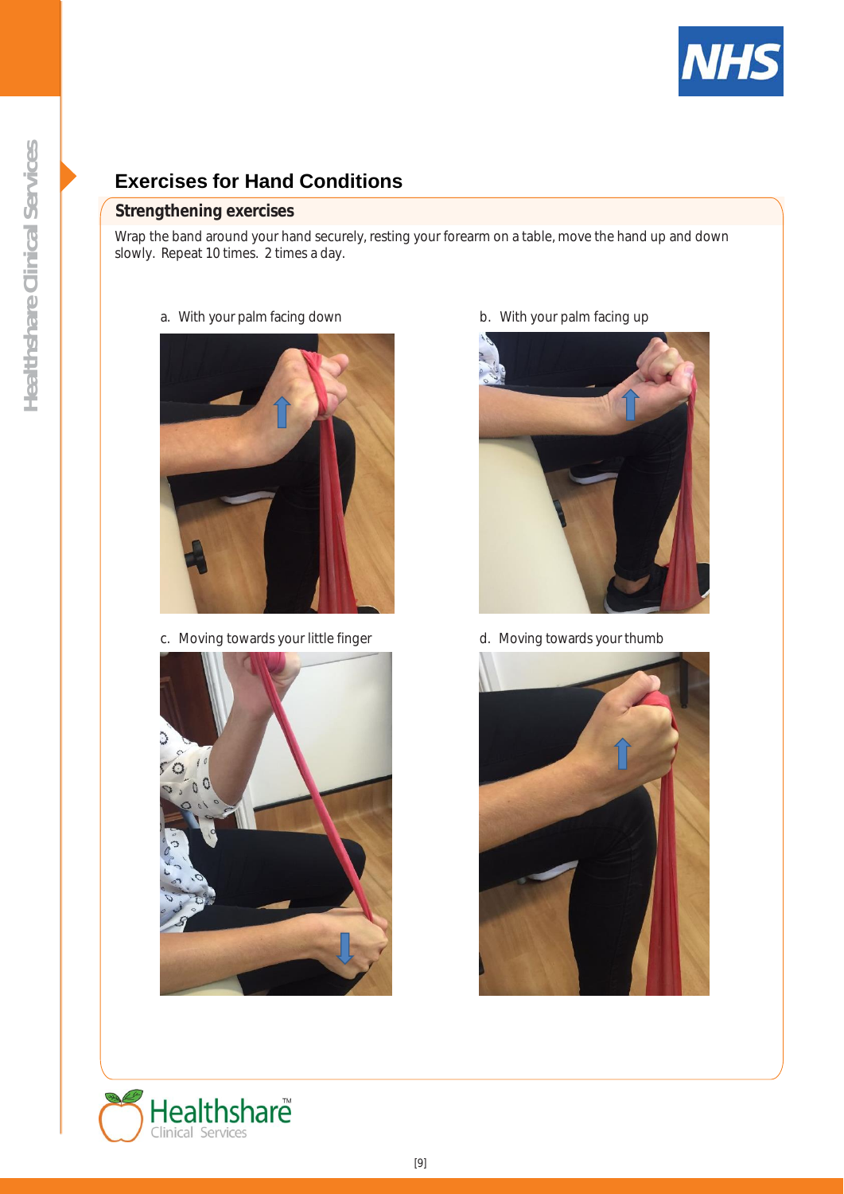# Exercises for Hand Conditions

## Strengthening exercises

Wrap the band around your hand securely, resting your forearm on a table, move the hand up and down slowly. Repeat 10 times. 2 times a day.

a. With your palm facing down

b. With your palm facing up

c. Moving towards your little finger

d. Moving towards your thumb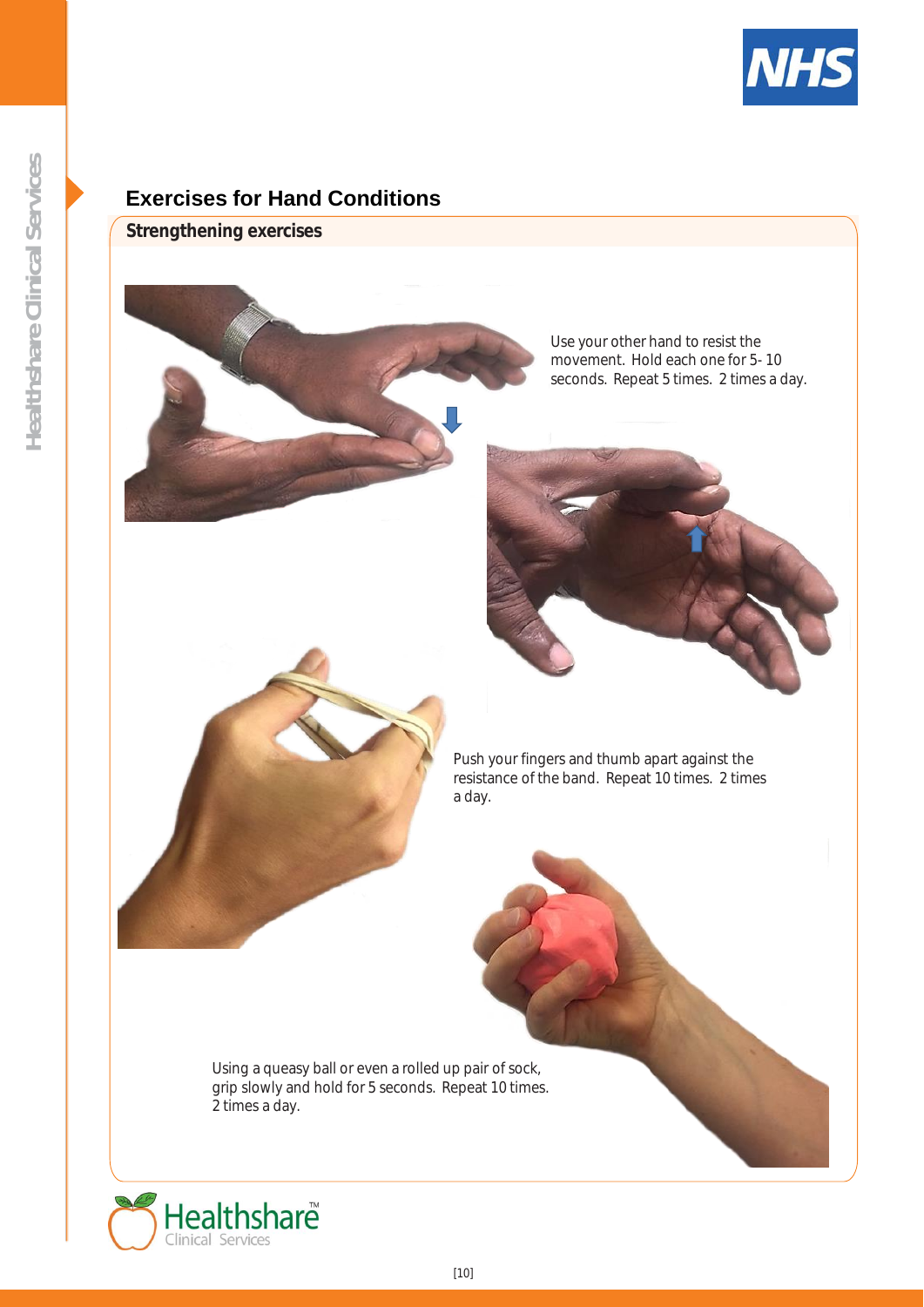# Exercises for Hand Conditions

## Strengthening exercises

Use your other hand to resist the movement. Hold each one for 5- 10 seconds. Repeat 5 times. 2 times a day.

Push your fingers and thumb apart against the resistance of the band. Repeat 10 times. 2 times a day.

Using a queasy ball or even a rolled up pair of sock, grip slowly and hold for 5 seconds. Repeat 10 times. 2 times a day.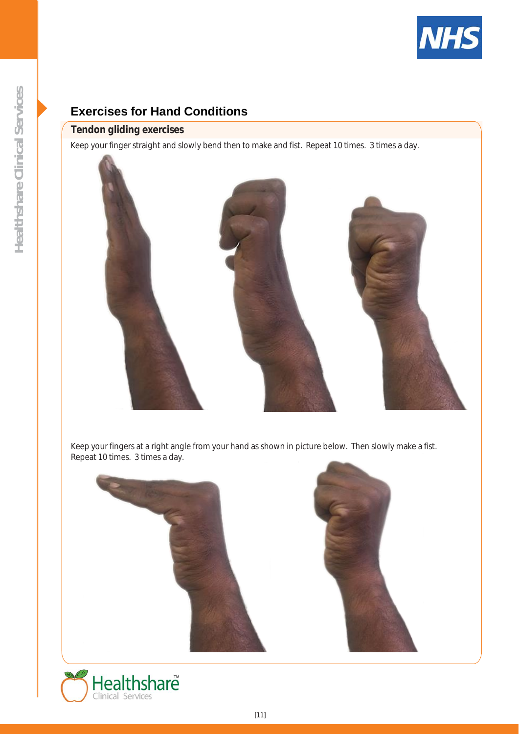# Exercises for Hand Conditions

## Tendon gliding exercises

Keep your finger straight and slowly bend then to make and fist. Repeat 10 times. 3 times a day.

Keep your fingers at a right angle from your hand as shown in picture below. Then slowly make a fist. Repeat 10 times. 3 times a day.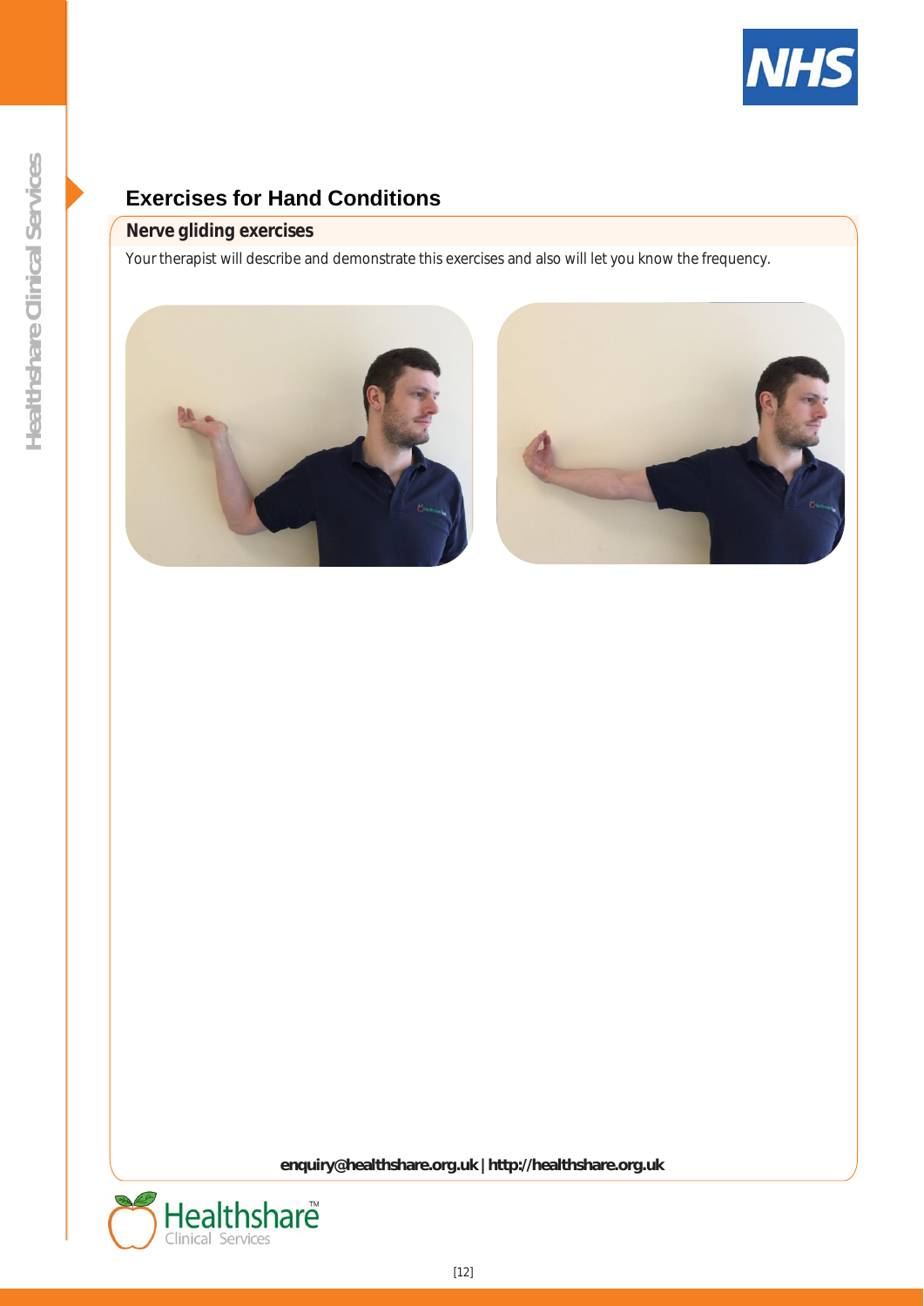## Exercises for Hand Conditions

### Nerve gliding exercises

Your therapist will describe and demonstrate this exercises and also will let you know the frequency.

enquiry@healthshare.org.uk | http://healthshare.org.uk